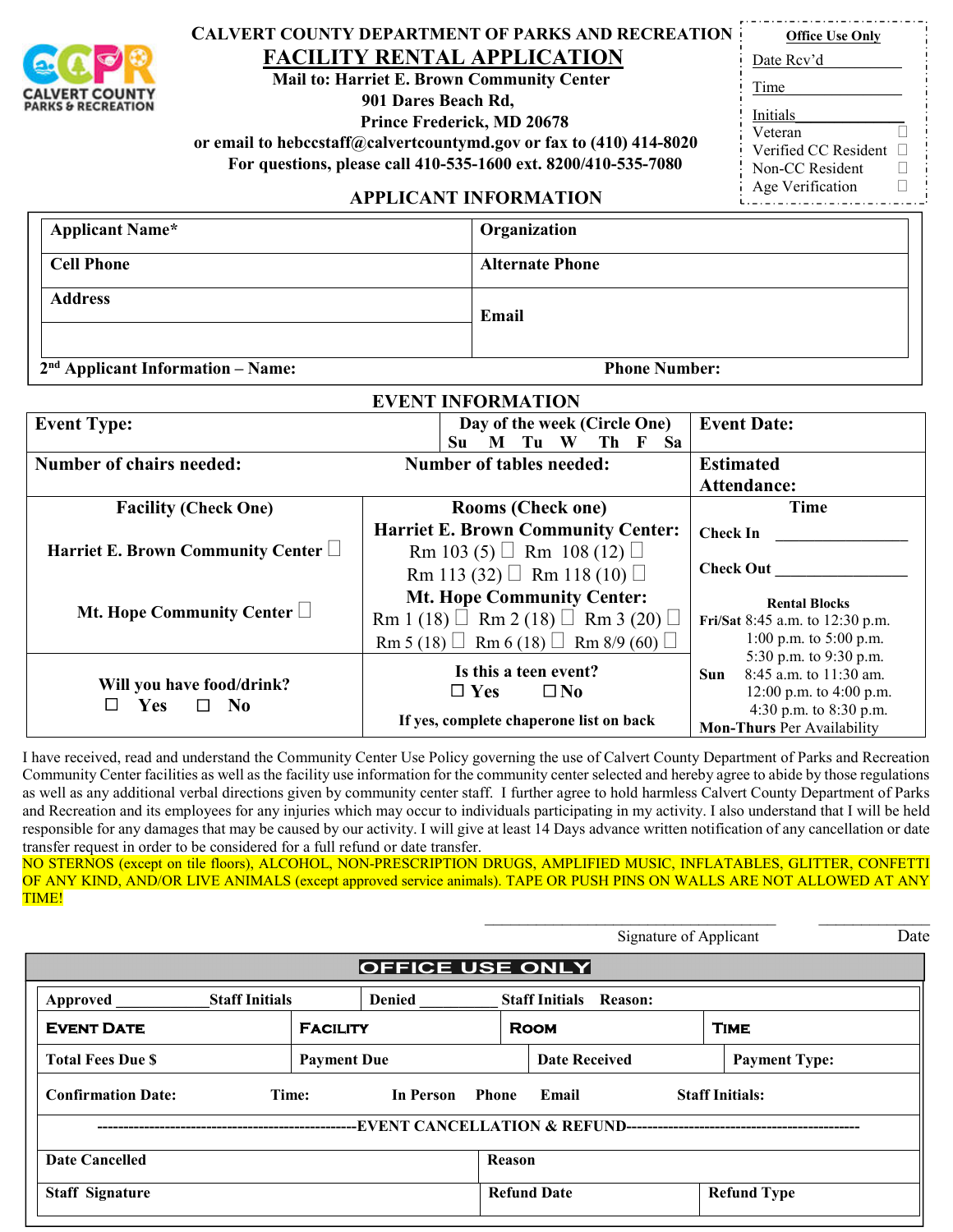# CALVERT COUNTY DEPARTMENT OF PARKS AND RECREATION

## FACILITY RENTAL APPLICATION

**Mail to: Harriet E. Brown Community Center**
**901 Dares Beach Rd,**
**Prince Frederick, MD 20678**
**or email to hebccstaff@calvertcountymd.gov or fax to (410) 414-8020**
**For questions, please call 410-535-1600 ext. 8200/410-535-7080**

**Office Use Only**
Date Rcv'd ____________
Time ____________
Initials ____________
Veteran ☐
Verified CC Resident ☐
Non-CC Resident ☐
Age Verification ☐

### APPLICANT INFORMATION

| Applicant Name* | Organization |
|---|---|
| Cell Phone | Alternate Phone |
| Address | Email |
| | |

**2nd Applicant Information – Name:** **Phone Number:**

### EVENT INFORMATION

| Event Type: | Day of the week (Circle One) Su M Tu W Th F Sa | Event Date: |
|---|---|---|
| Number of chairs needed: | Number of tables needed: | Estimated Attendance: |
| **Facility (Check One)**<br>Harriet E. Brown Community Center ☐<br>Mt. Hope Community Center ☐ | **Rooms (Check one)**<br>**Harriet E. Brown Community Center:**<br>Rm 103 (5) ☐ Rm 108 (12) ☐<br>Rm 113 (32) ☐ Rm 118 (10) ☐<br>**Mt. Hope Community Center:**<br>Rm 1 (18) ☐ Rm 2 (18) ☐ Rm 3 (20) ☐<br>Rm 5 (18) ☐ Rm 6 (18) ☐ Rm 8/9 (60) ☐ | **Time**<br>Check In ____________<br>Check Out ____________<br>**Rental Blocks**<br>**Fri/Sat** 8:45 a.m. to 12:30 p.m.<br>1:00 p.m. to 5:00 p.m.<br>5:30 p.m. to 9:30 p.m.<br>**Sun** 8:45 a.m. to 11:30 am.<br>12:00 p.m. to 4:00 p.m.<br>4:30 p.m. to 8:30 p.m.<br>**Mon-Thurs** Per Availability |
| **Will you have food/drink?**<br>☐ Yes ☐ No | **Is this a teen event?**<br>☐ Yes ☐ No<br>**If yes, complete chaperone list on back** | |

I have received, read and understand the Community Center Use Policy governing the use of Calvert County Department of Parks and Recreation Community Center facilities as well as the facility use information for the community center selected and hereby agree to abide by those regulations as well as any additional verbal directions given by community center staff. I further agree to hold harmless Calvert County Department of Parks and Recreation and its employees for any injuries which may occur to individuals participating in my activity. I also understand that I will be held responsible for any damages that may be caused by our activity. I will give at least 14 Days advance written notification of any cancellation or date transfer request in order to be considered for a full refund or date transfer.

NO STERNOS (except on tile floors), ALCOHOL, NON-PRESCRIPTION DRUGS, AMPLIFIED MUSIC, INFLATABLES, GLITTER, CONFETTI OF ANY KIND, AND/OR LIVE ANIMALS (except approved service animals). TAPE OR PUSH PINS ON WALLS ARE NOT ALLOWED AT ANY TIME!

______________________________ ____________
Signature of Applicant Date

### OFFICE USE ONLY

| Approved ____________ Staff Initials | Denied ____________ Staff Initials Reason: | | |
|---|---|---|---|
| **Event Date** | **Facility** | **Room** | **Time** |
| Total Fees Due $ | Payment Due | Date Received | Payment Type: |
| Confirmation Date: Time: | In Person Phone Email | Staff Initials: | |

**--------------------EVENT CANCELLATION & REFUND--------------------**

| Date Cancelled | Reason | |
|---|---|---|
| Staff Signature | Refund Date | Refund Type |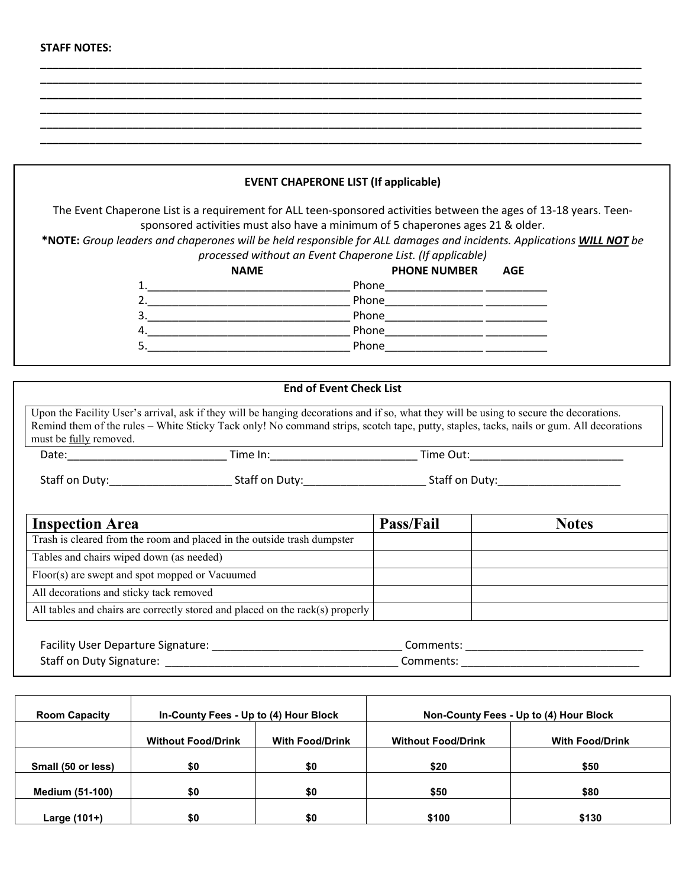**STAFF NOTES:**

\_\_\_\_\_\_\_\_\_\_\_\_\_\_\_\_\_\_\_\_\_\_\_\_\_\_\_\_\_\_\_\_\_\_\_\_\_\_\_\_\_\_\_\_\_\_\_\_\_\_\_\_\_\_\_\_\_\_\_\_\_\_\_\_\_\_\_\_\_\_\_\_\_\_\_\_\_\_

\_\_\_\_\_\_\_\_\_\_\_\_\_\_\_\_\_\_\_\_\_\_\_\_\_\_\_\_\_\_\_\_\_\_\_\_\_\_\_\_\_\_\_\_\_\_\_\_\_\_\_\_\_\_\_\_\_\_\_\_\_\_\_\_\_\_\_\_\_\_\_\_\_\_\_\_\_\_

\_\_\_\_\_\_\_\_\_\_\_\_\_\_\_\_\_\_\_\_\_\_\_\_\_\_\_\_\_\_\_\_\_\_\_\_\_\_\_\_\_\_\_\_\_\_\_\_\_\_\_\_\_\_\_\_\_\_\_\_\_\_\_\_\_\_\_\_\_\_\_\_\_\_\_\_\_\_

\_\_\_\_\_\_\_\_\_\_\_\_\_\_\_\_\_\_\_\_\_\_\_\_\_\_\_\_\_\_\_\_\_\_\_\_\_\_\_\_\_\_\_\_\_\_\_\_\_\_\_\_\_\_\_\_\_\_\_\_\_\_\_\_\_\_\_\_\_\_\_\_\_\_\_\_\_\_

\_\_\_\_\_\_\_\_\_\_\_\_\_\_\_\_\_\_\_\_\_\_\_\_\_\_\_\_\_\_\_\_\_\_\_\_\_\_\_\_\_\_\_\_\_\_\_\_\_\_\_\_\_\_\_\_\_\_\_\_\_\_\_\_\_\_\_\_\_\_\_\_\_\_\_\_\_\_

\_\_\_\_\_\_\_\_\_\_\_\_\_\_\_\_\_\_\_\_\_\_\_\_\_\_\_\_\_\_\_\_\_\_\_\_\_\_\_\_\_\_\_\_\_\_\_\_\_\_\_\_\_\_\_\_\_\_\_\_\_\_\_\_\_\_\_\_\_\_\_\_\_\_\_\_\_\_

## EVENT CHAPERONE LIST (If applicable)

The Event Chaperone List is a requirement for ALL teen-sponsored activities between the ages of 13-18 years. Teen-sponsored activities must also have a minimum of 5 chaperones ages 21 & older.

***NOTE:** *Group leaders and chaperones will be held responsible for ALL damages and incidents. Applications* ***WILL NOT*** *be processed without an Event Chaperone List. (If applicable)*

| | NAME | PHONE NUMBER | AGE |
|---|---|---|---|
| 1. | \_\_\_\_\_\_\_\_\_\_\_\_\_\_\_\_\_\_\_\_ | Phone\_\_\_\_\_\_\_\_\_\_\_\_\_\_ | \_\_\_\_\_\_\_\_ |
| 2. | \_\_\_\_\_\_\_\_\_\_\_\_\_\_\_\_\_\_\_\_ | Phone\_\_\_\_\_\_\_\_\_\_\_\_\_\_ | \_\_\_\_\_\_\_\_ |
| 3. | \_\_\_\_\_\_\_\_\_\_\_\_\_\_\_\_\_\_\_\_ | Phone\_\_\_\_\_\_\_\_\_\_\_\_\_\_ | \_\_\_\_\_\_\_\_ |
| 4. | \_\_\_\_\_\_\_\_\_\_\_\_\_\_\_\_\_\_\_\_ | Phone\_\_\_\_\_\_\_\_\_\_\_\_\_\_ | \_\_\_\_\_\_\_\_ |
| 5. | \_\_\_\_\_\_\_\_\_\_\_\_\_\_\_\_\_\_\_\_ | Phone\_\_\_\_\_\_\_\_\_\_\_\_\_\_ | \_\_\_\_\_\_\_\_ |

## End of Event Check List

Upon the Facility User's arrival, ask if they will be hanging decorations and if so, what they will be using to secure the decorations. Remind them of the rules – White Sticky Tack only! No command strips, scotch tape, putty, staples, tacks, nails or gum. All decorations must be fully removed.

Date:\_\_\_\_\_\_\_\_\_\_\_\_\_\_\_\_\_\_\_\_\_\_ Time In:\_\_\_\_\_\_\_\_\_\_\_\_\_\_\_\_\_\_\_\_\_ Time Out:\_\_\_\_\_\_\_\_\_\_\_\_\_\_\_\_\_\_\_\_\_\_

Staff on Duty:\_\_\_\_\_\_\_\_\_\_\_\_\_\_\_\_\_ Staff on Duty:\_\_\_\_\_\_\_\_\_\_\_\_\_\_\_\_\_ Staff on Duty:\_\_\_\_\_\_\_\_\_\_\_\_\_\_\_\_\_

| Inspection Area | Pass/Fail | Notes |
|---|---|---|
| Trash is cleared from the room and placed in the outside trash dumpster | | |
| Tables and chairs wiped down (as needed) | | |
| Floor(s) are swept and spot mopped or Vacuumed | | |
| All decorations and sticky tack removed | | |
| All tables and chairs are correctly stored and placed on the rack(s) properly | | |

Facility User Departure Signature: \_\_\_\_\_\_\_\_\_\_\_\_\_\_\_\_\_\_\_\_\_\_\_\_\_\_\_ Comments: \_\_\_\_\_\_\_\_\_\_\_\_\_\_\_\_\_\_\_\_\_\_\_\_\_

Staff on Duty Signature: \_\_\_\_\_\_\_\_\_\_\_\_\_\_\_\_\_\_\_\_\_\_\_\_\_\_\_\_\_\_\_\_\_\_ Comments: \_\_\_\_\_\_\_\_\_\_\_\_\_\_\_\_\_\_\_\_\_\_\_\_\_

| Room Capacity | In-County Fees - Up to (4) Hour Block | | Non-County Fees - Up to (4) Hour Block | |
|---|---|---|---|---|
| | Without Food/Drink | With Food/Drink | Without Food/Drink | With Food/Drink |
| Small (50 or less) | $0 | $0 | $20 | $50 |
| Medium (51-100) | $0 | $0 | $50 | $80 |
| Large (101+) | $0 | $0 | $100 | $130 |